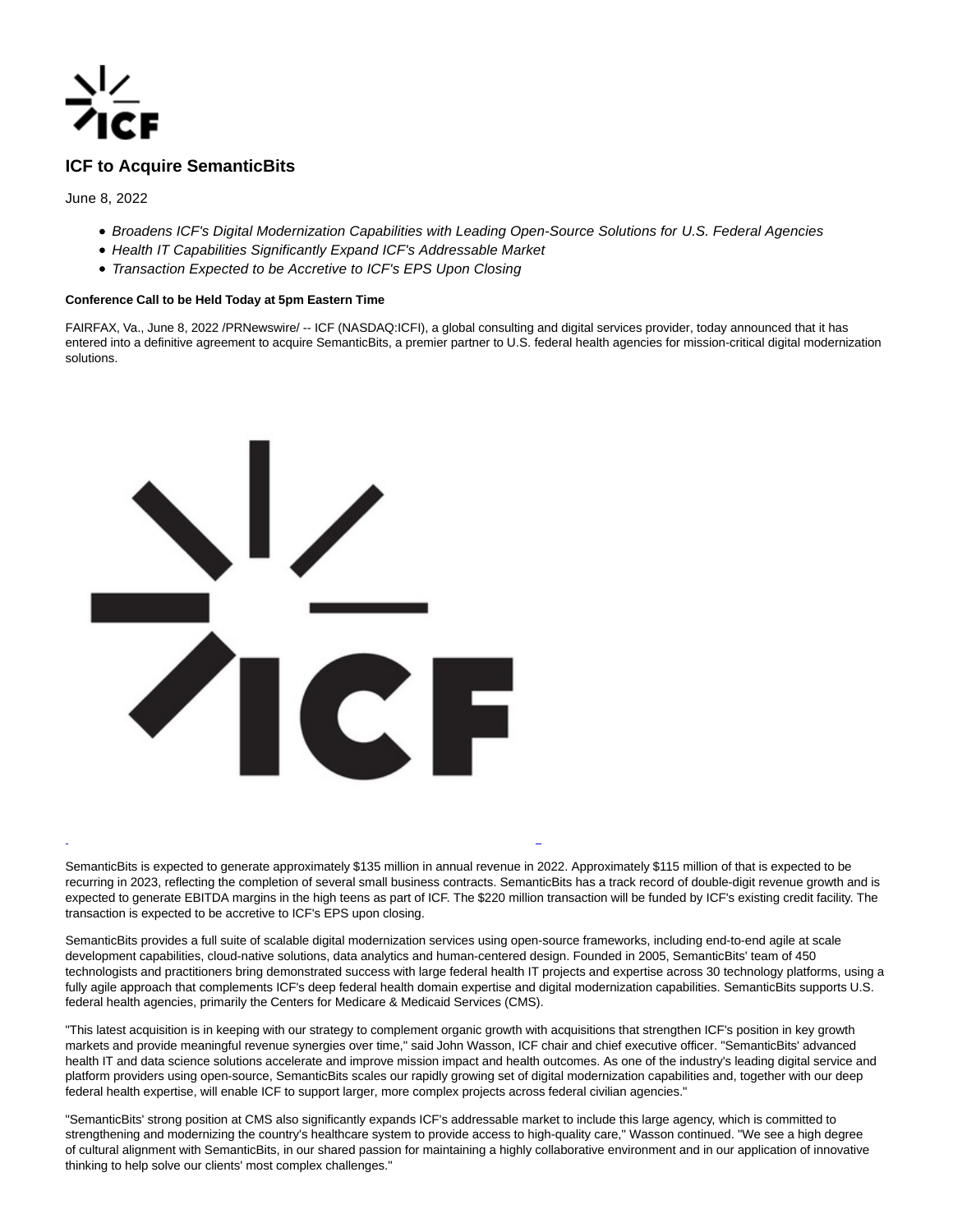# ICF to Acquire SemanticBits

June 8, 2022

- *Broadens ICF's Digital Modernization Capabilities with Leading Open-Source Solutions for U.S. Federal Agencies*
- *Health IT Capabilities Significantly Expand ICF's Addressable Market*
- *Transaction Expected to be Accretive to ICF's EPS Upon Closing*

**Conference Call to be Held Today at 5pm Eastern Time**

FAIRFAX, Va., June 8, 2022 /PRNewswire/ -- ICF (NASDAQ:ICFI), a global consulting and digital services provider, today announced that it has entered into a definitive agreement to acquire SemanticBits, a premier partner to U.S. federal health agencies for mission-critical digital modernization solutions.

SemanticBits is expected to generate approximately $135 million in annual revenue in 2022. Approximately $115 million of that is expected to be recurring in 2023, reflecting the completion of several small business contracts. SemanticBits has a track record of double-digit revenue growth and is expected to generate EBITDA margins in the high teens as part of ICF. The $220 million transaction will be funded by ICF's existing credit facility. The transaction is expected to be accretive to ICF's EPS upon closing.

SemanticBits provides a full suite of scalable digital modernization services using open-source frameworks, including end-to-end agile at scale development capabilities, cloud-native solutions, data analytics and human-centered design. Founded in 2005, SemanticBits' team of 450 technologists and practitioners bring demonstrated success with large federal health IT projects and expertise across 30 technology platforms, using a fully agile approach that complements ICF's deep federal health domain expertise and digital modernization capabilities. SemanticBits supports U.S. federal health agencies, primarily the Centers for Medicare & Medicaid Services (CMS).

"This latest acquisition is in keeping with our strategy to complement organic growth with acquisitions that strengthen ICF's position in key growth markets and provide meaningful revenue synergies over time," said John Wasson, ICF chair and chief executive officer. "SemanticBits' advanced health IT and data science solutions accelerate and improve mission impact and health outcomes. As one of the industry's leading digital service and platform providers using open-source, SemanticBits scales our rapidly growing set of digital modernization capabilities and, together with our deep federal health expertise, will enable ICF to support larger, more complex projects across federal civilian agencies."

"SemanticBits' strong position at CMS also significantly expands ICF's addressable market to include this large agency, which is committed to strengthening and modernizing the country's healthcare system to provide access to high-quality care," Wasson continued. "We see a high degree of cultural alignment with SemanticBits, in our shared passion for maintaining a highly collaborative environment and in our application of innovative thinking to help solve our clients' most complex challenges."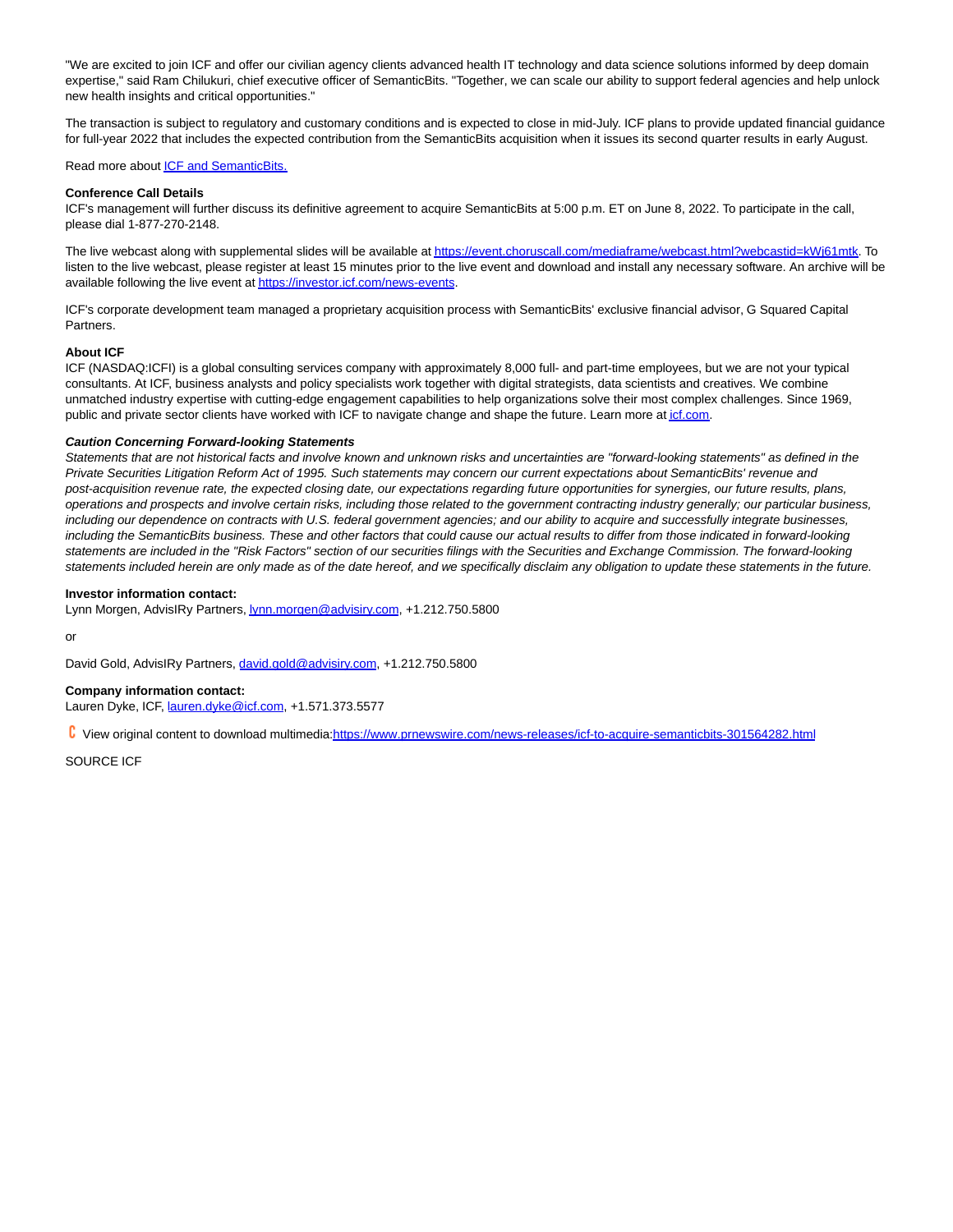"We are excited to join ICF and offer our civilian agency clients advanced health IT technology and data science solutions informed by deep domain expertise," said Ram Chilukuri, chief executive officer of SemanticBits. "Together, we can scale our ability to support federal agencies and help unlock new health insights and critical opportunities."

The transaction is subject to regulatory and customary conditions and is expected to close in mid-July. ICF plans to provide updated financial guidance for full-year 2022 that includes the expected contribution from the SemanticBits acquisition when it issues its second quarter results in early August.

Read more about [ICF and SemanticBits.](#)

**Conference Call Details**
ICF's management will further discuss its definitive agreement to acquire SemanticBits at 5:00 p.m. ET on June 8, 2022. To participate in the call, please dial 1-877-270-2148.

The live webcast along with supplemental slides will be available at https://event.choruscall.com/mediaframe/webcast.html?webcastid=kWj61mtk. To listen to the live webcast, please register at least 15 minutes prior to the live event and download and install any necessary software. An archive will be available following the live event at https://investor.icf.com/news-events.

ICF's corporate development team managed a proprietary acquisition process with SemanticBits' exclusive financial advisor, G Squared Capital Partners.

**About ICF**
ICF (NASDAQ:ICFI) is a global consulting services company with approximately 8,000 full- and part-time employees, but we are not your typical consultants. At ICF, business analysts and policy specialists work together with digital strategists, data scientists and creatives. We combine unmatched industry expertise with cutting-edge engagement capabilities to help organizations solve their most complex challenges. Since 1969, public and private sector clients have worked with ICF to navigate change and shape the future. Learn more at icf.com.

***Caution Concerning Forward-looking Statements***
*Statements that are not historical facts and involve known and unknown risks and uncertainties are "forward-looking statements" as defined in the Private Securities Litigation Reform Act of 1995. Such statements may concern our current expectations about SemanticBits' revenue and post-acquisition revenue rate, the expected closing date, our expectations regarding future opportunities for synergies, our future results, plans, operations and prospects and involve certain risks, including those related to the government contracting industry generally; our particular business, including our dependence on contracts with U.S. federal government agencies; and our ability to acquire and successfully integrate businesses, including the SemanticBits business. These and other factors that could cause our actual results to differ from those indicated in forward-looking statements are included in the "Risk Factors" section of our securities filings with the Securities and Exchange Commission. The forward-looking statements included herein are only made as of the date hereof, and we specifically disclaim any obligation to update these statements in the future.*

**Investor information contact:**
Lynn Morgen, AdvisIRy Partners, lynn.morgen@advisiry.com, +1.212.750.5800

or

David Gold, AdvisIRy Partners, david.gold@advisiry.com, +1.212.750.5800

**Company information contact:**
Lauren Dyke, ICF, lauren.dyke@icf.com, +1.571.373.5577

View original content to download multimedia:https://www.prnewswire.com/news-releases/icf-to-acquire-semanticbits-301564282.html

SOURCE ICF